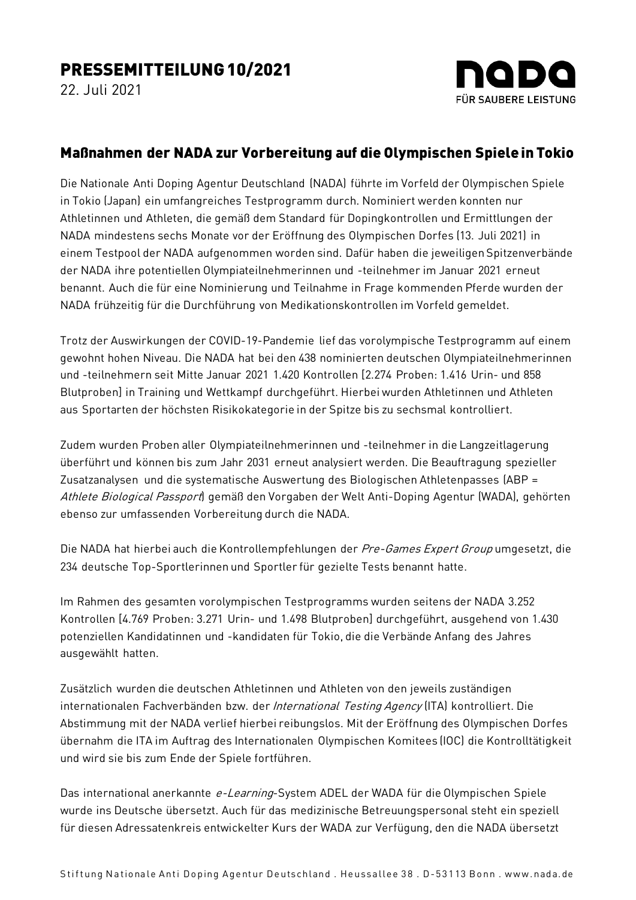# PRESSEMITTEILUNG 10/2021

22. Juli 2021

## Maßnahmen der NADA zur Vorbereitung auf die Olympischen Spiele in Tokio

Die Nationale Anti Doping Agentur Deutschland (NADA) führte im Vorfeld der Olympischen Spiele in Tokio (Japan) ein umfangreiches Testprogramm durch. Nominiert werden konnten nur Athletinnen und Athleten, die gemäß dem Standard für Dopingkontrollen und Ermittlungen der NADA mindestens sechs Monate vor der Eröffnung des Olympischen Dorfes (13. Juli 2021) in einem Testpool der NADA aufgenommen worden sind. Dafür haben die jeweiligen Spitzenverbände der NADA ihre potentiellen Olympiateilnehmerinnen und -teilnehmer im Januar 2021 erneut benannt. Auch die für eine Nominierung und Teilnahme in Frage kommenden Pferde wurden der NADA frühzeitig für die Durchführung von Medikationskontrollen im Vorfeld gemeldet.

Trotz der Auswirkungen der COVID-19-Pandemie lief das vorolympische Testprogramm auf einem gewohnt hohen Niveau. Die NADA hat bei den 438 nominierten deutschen Olympiateilnehmerinnen und -teilnehmern seit Mitte Januar 2021 1.420 Kontrollen [2.274 Proben: 1.416 Urin- und 858 Blutproben] in Training und Wettkampf durchgeführt. Hierbei wurden Athletinnen und Athleten aus Sportarten der höchsten Risikokategorie in der Spitze bis zu sechsmal kontrolliert.

Zudem wurden Proben aller Olympiateilnehmerinnen und -teilnehmer in die Langzeitlagerung überführt und können bis zum Jahr 2031 erneut analysiert werden. Die Beauftragung spezieller Zusatzanalysen und die systematische Auswertung des Biologischen Athletenpasses (ABP = *Athlete Biological Passport*) gemäß den Vorgaben der Welt Anti-Doping Agentur (WADA), gehörten ebenso zur umfassenden Vorbereitung durch die NADA.

Die NADA hat hierbei auch die Kontrollempfehlungen der *Pre-Games Expert Group* umgesetzt, die 234 deutsche Top-Sportlerinnen und Sportler für gezielte Tests benannt hatte.

Im Rahmen des gesamten vorolympischen Testprogramms wurden seitens der NADA 3.252 Kontrollen [4.769 Proben: 3.271 Urin- und 1.498 Blutproben] durchgeführt, ausgehend von 1.430 potenziellen Kandidatinnen und -kandidaten für Tokio, die die Verbände Anfang des Jahres ausgewählt hatten.

Zusätzlich wurden die deutschen Athletinnen und Athleten von den jeweils zuständigen internationalen Fachverbänden bzw. der *International Testing Agency* (ITA) kontrolliert. Die Abstimmung mit der NADA verlief hierbei reibungslos. Mit der Eröffnung des Olympischen Dorfes übernahm die ITA im Auftrag des Internationalen Olympischen Komitees (IOC) die Kontrolltätigkeit und wird sie bis zum Ende der Spiele fortführen.

Das international anerkannte *e-Learning*-System ADEL der WADA für die Olympischen Spiele wurde ins Deutsche übersetzt. Auch für das medizinische Betreuungspersonal steht ein speziell für diesen Adressatenkreis entwickelter Kurs der WADA zur Verfügung, den die NADA übersetzt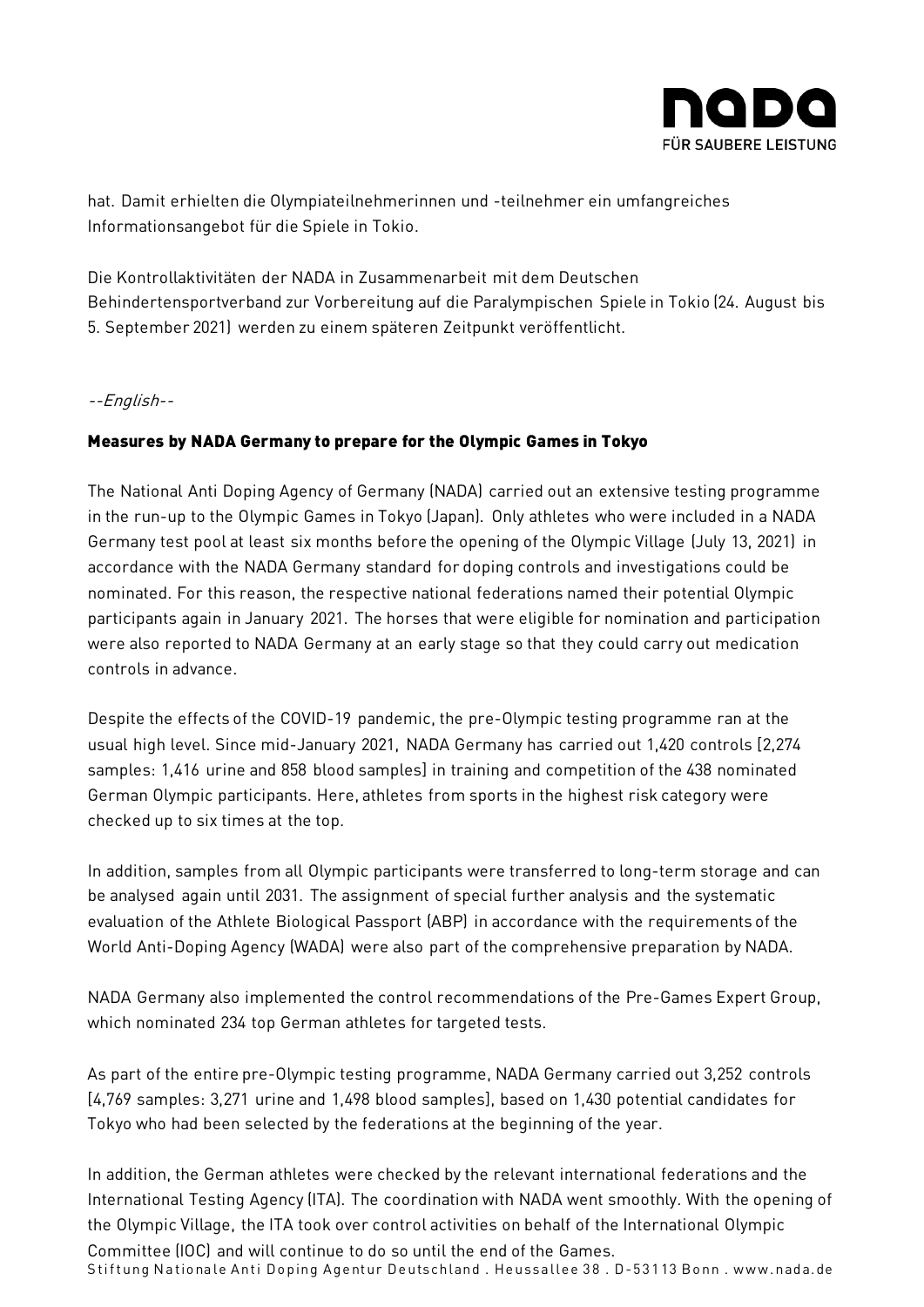hat. Damit erhielten die Olympiateilnehmerinnen und -teilnehmer ein umfangreiches Informationsangebot für die Spiele in Tokio.

Die Kontrollaktivitäten der NADA in Zusammenarbeit mit dem Deutschen Behindertensportverband zur Vorbereitung auf die Paralympischen Spiele in Tokio (24. August bis 5. September 2021) werden zu einem späteren Zeitpunkt veröffentlicht.

*--English--*

**Measures by NADA Germany to prepare for the Olympic Games in Tokyo**

The National Anti Doping Agency of Germany (NADA) carried out an extensive testing programme in the run-up to the Olympic Games in Tokyo (Japan). Only athletes who were included in a NADA Germany test pool at least six months before the opening of the Olympic Village (July 13, 2021) in accordance with the NADA Germany standard for doping controls and investigations could be nominated. For this reason, the respective national federations named their potential Olympic participants again in January 2021. The horses that were eligible for nomination and participation were also reported to NADA Germany at an early stage so that they could carry out medication controls in advance.

Despite the effects of the COVID-19 pandemic, the pre-Olympic testing programme ran at the usual high level. Since mid-January 2021, NADA Germany has carried out 1,420 controls [2,274 samples: 1,416 urine and 858 blood samples] in training and competition of the 438 nominated German Olympic participants. Here, athletes from sports in the highest risk category were checked up to six times at the top.

In addition, samples from all Olympic participants were transferred to long-term storage and can be analysed again until 2031. The assignment of special further analysis and the systematic evaluation of the Athlete Biological Passport (ABP) in accordance with the requirements of the World Anti-Doping Agency (WADA) were also part of the comprehensive preparation by NADA.

NADA Germany also implemented the control recommendations of the Pre-Games Expert Group, which nominated 234 top German athletes for targeted tests.

As part of the entire pre-Olympic testing programme, NADA Germany carried out 3,252 controls [4,769 samples: 3,271 urine and 1,498 blood samples], based on 1,430 potential candidates for Tokyo who had been selected by the federations at the beginning of the year.

In addition, the German athletes were checked by the relevant international federations and the International Testing Agency (ITA). The coordination with NADA went smoothly. With the opening of the Olympic Village, the ITA took over control activities on behalf of the International Olympic Committee (IOC) and will continue to do so until the end of the Games.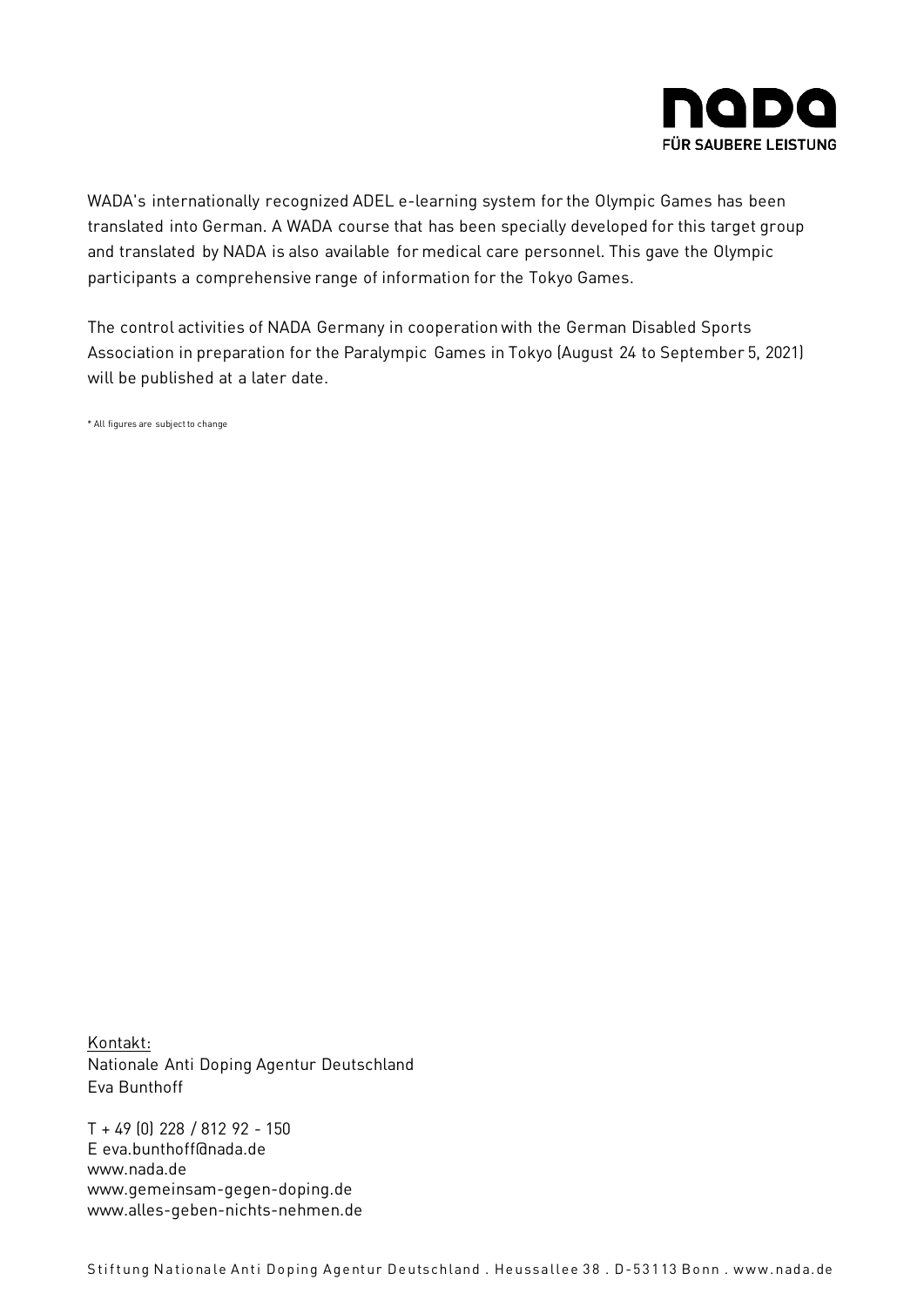WADA's internationally recognized ADEL e-learning system for the Olympic Games has been translated into German. A WADA course that has been specially developed for this target group and translated by NADA is also available for medical care personnel. This gave the Olympic participants a comprehensive range of information for the Tokyo Games.

The control activities of NADA Germany in cooperation with the German Disabled Sports Association in preparation for the Paralympic Games in Tokyo (August 24 to September 5, 2021) will be published at a later date.

* All figures are subject to change

Kontakt:
Nationale Anti Doping Agentur Deutschland
Eva Bunthoff

T + 49 (0) 228 / 812 92 - 150
E eva.bunthoff@nada.de
www.nada.de
www.gemeinsam-gegen-doping.de
www.alles-geben-nichts-nehmen.de